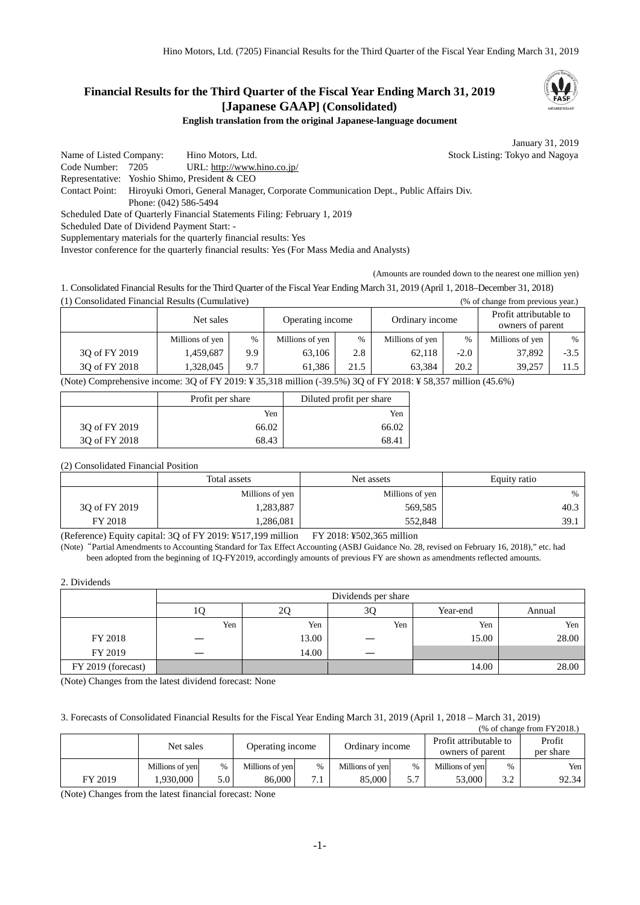# Financial Results for the Third Quarter of the Fiscal Year Ending March 31, 2019 [Japanese GAAP] (Consolidated)

**English translation from the original Japanese-language document**

January 31, 2019

Name of Listed Company: Hino Motors, Ltd. Stock Listing: Tokyo and Nagoya
Code Number: 7205 URL: http://www.hino.co.jp/
Representative: Yoshio Shimo, President & CEO
Contact Point: Hiroyuki Omori, General Manager, Corporate Communication Dept., Public Affairs Div.
Phone: (042) 586-5494
Scheduled Date of Quarterly Financial Statements Filing: February 1, 2019
Scheduled Date of Dividend Payment Start: -
Supplementary materials for the quarterly financial results: Yes
Investor conference for the quarterly financial results: Yes (For Mass Media and Analysts)

(Amounts are rounded down to the nearest one million yen)

1. Consolidated Financial Results for the Third Quarter of the Fiscal Year Ending March 31, 2019 (April 1, 2018–December 31, 2018)

(1) Consolidated Financial Results (Cumulative) (% of change from previous year.)

| | Net sales | | Operating income | | Ordinary income | | Profit attributable to owners of parent | |
|---|---|---|---|---|---|---|---|---|
| | Millions of yen | % | Millions of yen | % | Millions of yen | % | Millions of yen | % |
| 3Q of FY 2019 | 1,459,687 | 9.9 | 63,106 | 2.8 | 62,118 | -2.0 | 37,892 | -3.5 |
| 3Q of FY 2018 | 1,328,045 | 9.7 | 61,386 | 21.5 | 63,384 | 20.2 | 39,257 | 11.5 |

(Note) Comprehensive income: 3Q of FY 2019: ¥ 35,318 million (-39.5%) 3Q of FY 2018: ¥ 58,357 million (45.6%)

| | Profit per share | Diluted profit per share |
|---|---|---|
| | Yen | Yen |
| 3Q of FY 2019 | 66.02 | 66.02 |
| 3Q of FY 2018 | 68.43 | 68.41 |

(2) Consolidated Financial Position

| | Total assets | Net assets | Equity ratio |
|---|---|---|---|
| | Millions of yen | Millions of yen | % |
| 3Q of FY 2019 | 1,283,887 | 569,585 | 40.3 |
| FY 2018 | 1,286,081 | 552,848 | 39.1 |

(Reference) Equity capital: 3Q of FY 2019: ¥517,199 million FY 2018: ¥502,365 million

(Note) "Partial Amendments to Accounting Standard for Tax Effect Accounting (ASBJ Guidance No. 28, revised on February 16, 2018)," etc. had been adopted from the beginning of 1Q-FY2019, accordingly amounts of previous FY are shown as amendments reflected amounts.

2. Dividends

| | Dividends per share | | | | |
|---|---|---|---|---|---|
| | 1Q | 2Q | 3Q | Year-end | Annual |
| | Yen | Yen | Yen | Yen | Yen |
| FY 2018 | ― | 13.00 | ― | 15.00 | 28.00 |
| FY 2019 | ― | 14.00 | ― | | |
| FY 2019 (forecast) | | | | 14.00 | 28.00 |

(Note) Changes from the latest dividend forecast: None

3. Forecasts of Consolidated Financial Results for the Fiscal Year Ending March 31, 2019 (April 1, 2018 – March 31, 2019)

(% of change from FY2018.)

| | Net sales | | Operating income | | Ordinary income | | Profit attributable to owners of parent | | Profit per share |
|---|---|---|---|---|---|---|---|---|---|
| | Millions of yen | % | Millions of yen | % | Millions of yen | % | Millions of yen | % | Yen |
| FY 2019 | 1,930,000 | 5.0 | 86,000 | 7.1 | 85,000 | 5.7 | 53,000 | 3.2 | 92.34 |

(Note) Changes from the latest financial forecast: None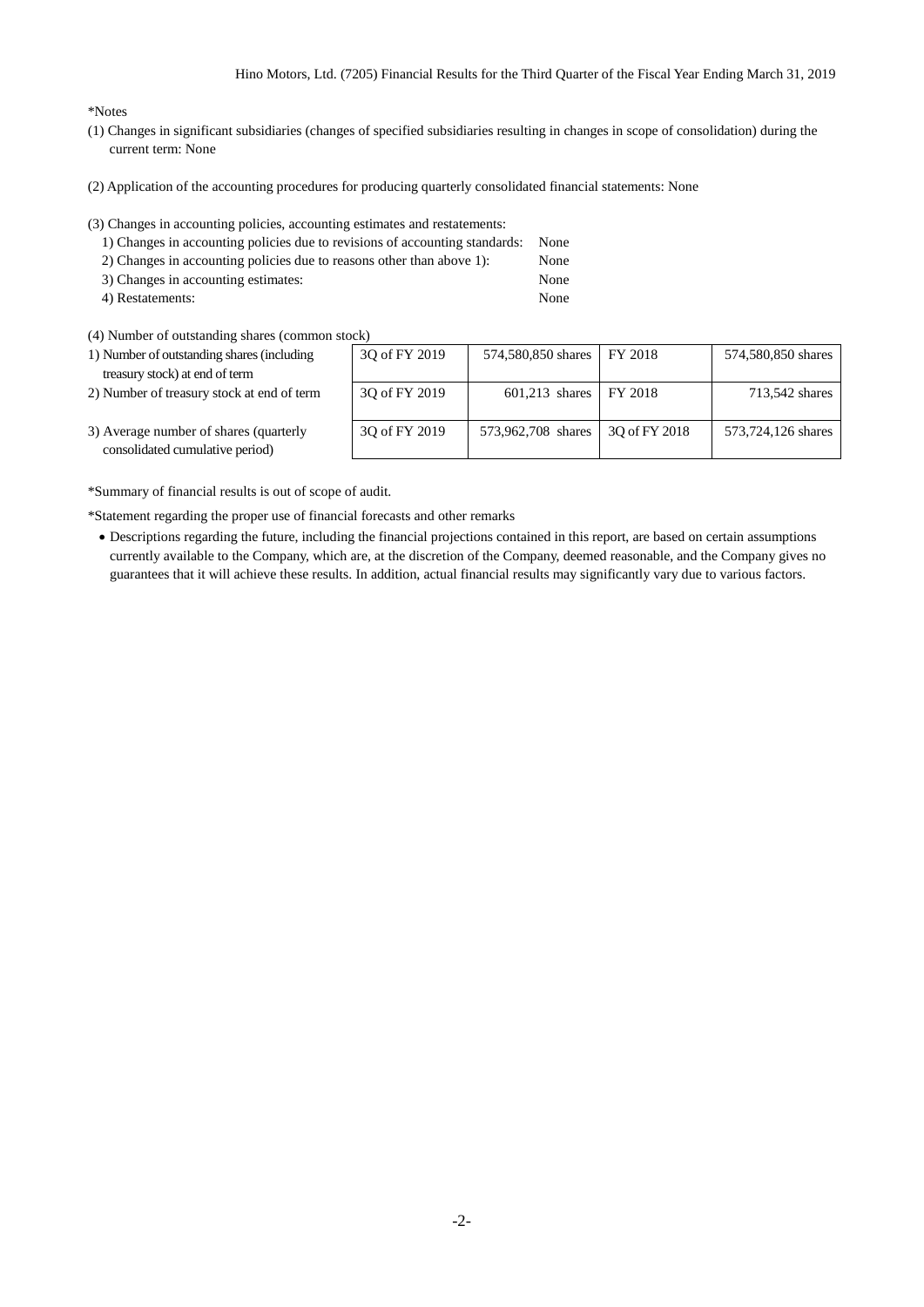*Notes

(1) Changes in significant subsidiaries (changes of specified subsidiaries resulting in changes in scope of consolidation) during the current term: None

(2) Application of the accounting procedures for producing quarterly consolidated financial statements: None

(3) Changes in accounting policies, accounting estimates and restatements:

1) Changes in accounting policies due to revisions of accounting standards: None
2) Changes in accounting policies due to reasons other than above 1): None
3) Changes in accounting estimates: None
4) Restatements: None

(4) Number of outstanding shares (common stock)

| | | | | |
|---|---|---|---|---|
| 1) Number of outstanding shares (including treasury stock) at end of term | 3Q of FY 2019 | 574,580,850 shares | FY 2018 | 574,580,850 shares |
| 2) Number of treasury stock at end of term | 3Q of FY 2019 | 601,213 shares | FY 2018 | 713,542 shares |
| 3) Average number of shares (quarterly consolidated cumulative period) | 3Q of FY 2019 | 573,962,708 shares | 3Q of FY 2018 | 573,724,126 shares |

*Summary of financial results is out of scope of audit.

*Statement regarding the proper use of financial forecasts and other remarks

- Descriptions regarding the future, including the financial projections contained in this report, are based on certain assumptions currently available to the Company, which are, at the discretion of the Company, deemed reasonable, and the Company gives no guarantees that it will achieve these results. In addition, actual financial results may significantly vary due to various factors.